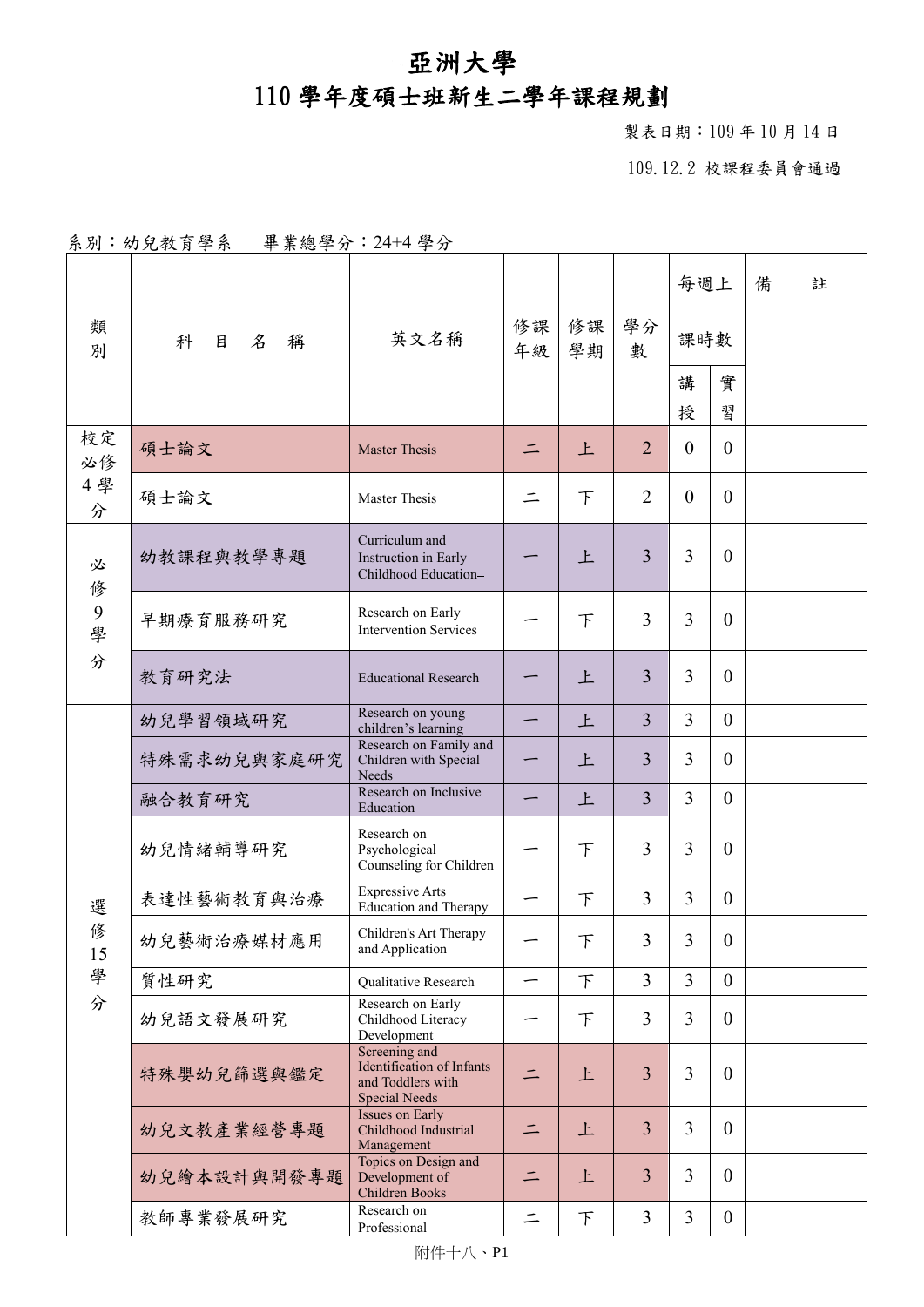# 亞洲大學

## 110 學年度碩士班新生二學年課程規劃

製表日期：109 年 10 月 14 日

109.12.2 校課程委員會通過

系別：幼兒教育學系　畢業總學分：24+4 學分

| 類別 | 科目名稱 | 英文名稱 | 修課年級 | 修課學期 | 學分數 | 每週上課時數 | | 備註 |
|---|---|---|---|---|---|---|---|---|
| | | | | | | 講授 | 實習 | |
| 校定必修4學分 | 碩士論文 | Master Thesis | 二 | 上 | 2 | 0 | 0 | |
| | 碩士論文 | Master Thesis | 二 | 下 | 2 | 0 | 0 | |
| 必修9學分 | 幼教課程與教學專題 | Curriculum and Instruction in Early Childhood Education | 一 | 上 | 3 | 3 | 0 | |
| | 早期療育服務研究 | Research on Early Intervention Services | 一 | 下 | 3 | 3 | 0 | |
| | 教育研究法 | Educational Research | 一 | 上 | 3 | 3 | 0 | |
| 選修15學分 | 幼兒學習領域研究 | Research on young children's learning | 一 | 上 | 3 | 3 | 0 | |
| | 特殊需求幼兒與家庭研究 | Research on Family and Children with Special Needs | 一 | 上 | 3 | 3 | 0 | |
| | 融合教育研究 | Research on Inclusive Education | 一 | 上 | 3 | 3 | 0 | |
| | 幼兒情緒輔導研究 | Research on Psychological Counseling for Children | 一 | 下 | 3 | 3 | 0 | |
| | 表達性藝術教育與治療 | Expressive Arts Education and Therapy | 一 | 下 | 3 | 3 | 0 | |
| | 幼兒藝術治療媒材應用 | Children's Art Therapy and Application | 一 | 下 | 3 | 3 | 0 | |
| | 質性研究 | Qualitative Research | 一 | 下 | 3 | 3 | 0 | |
| | 幼兒語文發展研究 | Research on Early Childhood Literacy Development | 一 | 下 | 3 | 3 | 0 | |
| | 特殊嬰幼兒篩選與鑑定 | Screening and Identification of Infants and Toddlers with Special Needs | 二 | 上 | 3 | 3 | 0 | |
| | 幼兒文教產業經營專題 | Issues on Early Childhood Industrial Management | 二 | 上 | 3 | 3 | 0 | |
| | 幼兒繪本設計與開發專題 | Topics on Design and Development of Children Books | 二 | 上 | 3 | 3 | 0 | |
| | 教師專業發展研究 | Research on Professional | 二 | 下 | 3 | 3 | 0 | |

附件十八、P1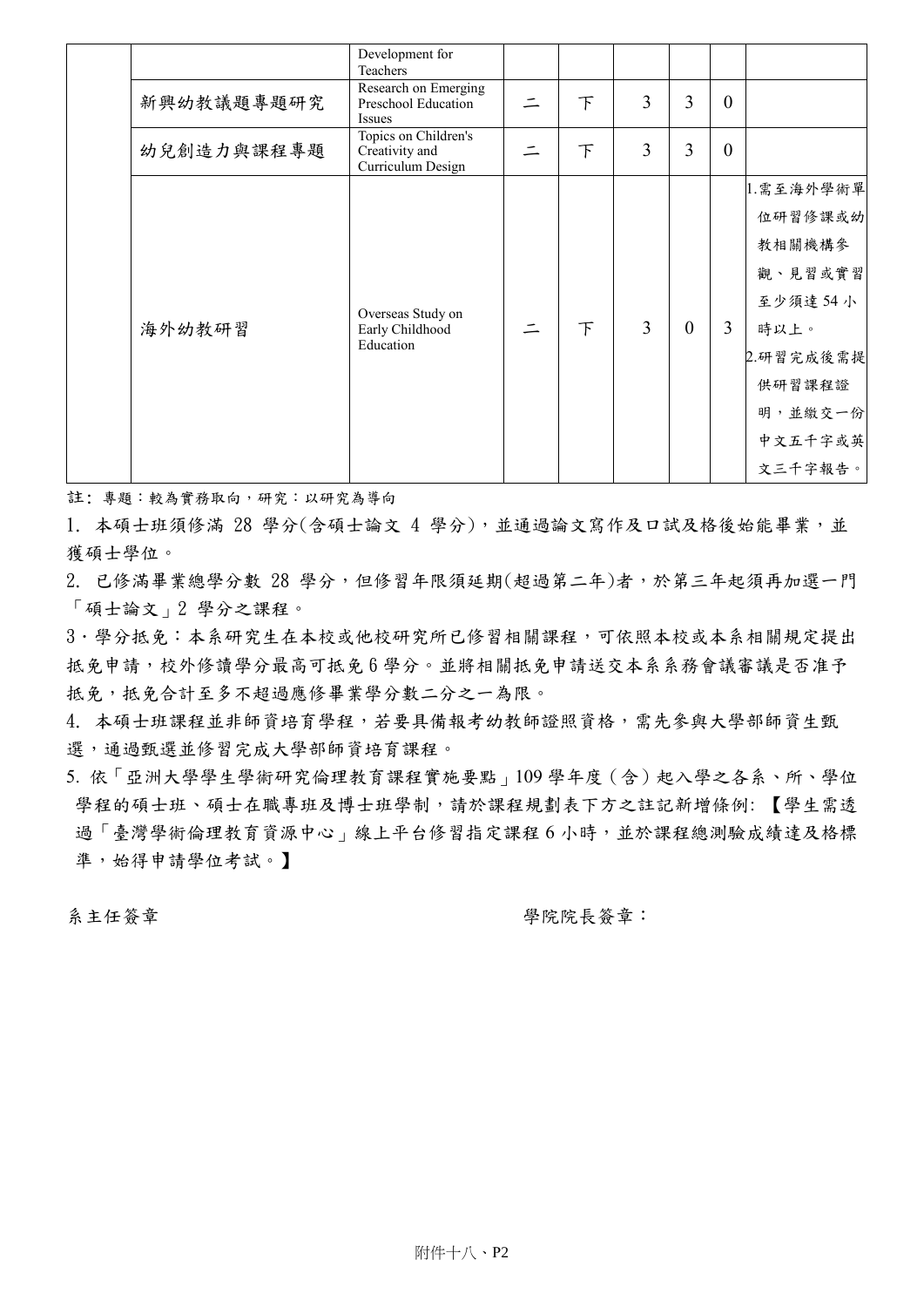| | | | | | | | | |
|---|---|---|---|---|---|---|---|---|
| | | Development for Teachers | | | | | | |
| | 新興幼教議題專題研究 | Research on Emerging Preschool Education Issues | 二 | 下 | 3 | 3 | 0 | |
| | 幼兒創造力與課程專題 | Topics on Children's Creativity and Curriculum Design | 二 | 下 | 3 | 3 | 0 | |
| | 海外幼教研習 | Overseas Study on Early Childhood Education | 二 | 下 | 3 | 0 | 3 | 1.需至海外學術單位研習修課或幼教相關機構參觀、見習或實習至少須達 54 小時以上。 2.研習完成後需提供研習課程證明，並繳交一份中文五千字或英文三千字報告。 |

註：專題：較為實務取向，研究：以研究為導向

1. 本碩士班須修滿 28 學分(含碩士論文 4 學分)，並通過論文寫作及口試及格後始能畢業，並獲碩士學位。

2. 已修滿畢業總學分數 28 學分，但修習年限須延期(超過第二年)者，於第三年起須再加選一門「碩士論文」2 學分之課程。

3．學分抵免：本系研究生在本校或他校研究所已修習相關課程，可依照本校或本系相關規定提出抵免申請，校外修讀學分最高可抵免 6 學分。並將相關抵免申請送交本系系務會議審議是否准予抵免，抵免合計至多不超過應修畢業學分數二分之一為限。

4. 本碩士班課程並非師資培育學程，若要具備報考幼教師證照資格，需先參與大學部師資生甄選，通過甄選並修習完成大學部師資培育課程。

5. 依「亞洲大學學生學術研究倫理教育課程實施要點」109 學年度（含）起入學之各系、所、學位學程的碩士班、碩士在職專班及博士班學制，請於課程規劃表下方之註記新增條例: 【學生需透過「臺灣學術倫理教育資源中心」線上平台修習指定課程 6 小時，並於課程總測驗成績達及格標準，始得申請學位考試。】

系主任簽章　　　　　　　　　　　　　　　　學院院長簽章：

附件十八、P2